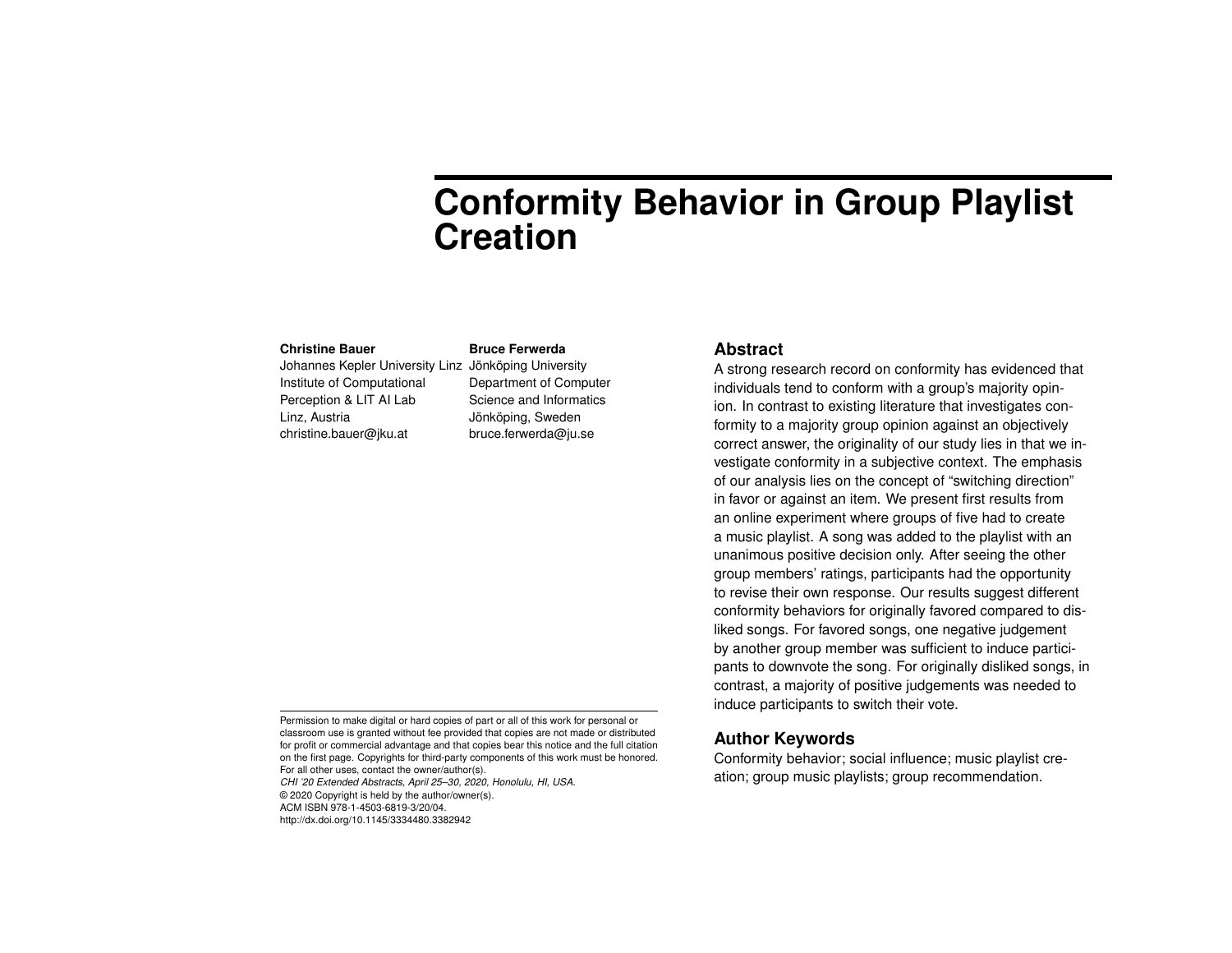# Conformity Behavior in Group Playlist Creation

**Christine Bauer**
Johannes Kepler University Linz
Institute of Computational
Perception & LIT AI Lab
Linz, Austria
christine.bauer@jku.at

**Bruce Ferwerda**
Jönköping University
Department of Computer
Science and Informatics
Jönköping, Sweden
bruce.ferwerda@ju.se

Permission to make digital or hard copies of part or all of this work for personal or classroom use is granted without fee provided that copies are not made or distributed for profit or commercial advantage and that copies bear this notice and the full citation on the first page. Copyrights for third-party components of this work must be honored. For all other uses, contact the owner/author(s).
*CHI '20 Extended Abstracts, April 25–30, 2020, Honolulu, HI, USA.*
© 2020 Copyright is held by the author/owner(s).
ACM ISBN 978-1-4503-6819-3/20/04.
http://dx.doi.org/10.1145/3334480.3382942

## Abstract

A strong research record on conformity has evidenced that individuals tend to conform with a group's majority opinion. In contrast to existing literature that investigates conformity to a majority group opinion against an objectively correct answer, the originality of our study lies in that we investigate conformity in a subjective context. The emphasis of our analysis lies on the concept of "switching direction" in favor or against an item. We present first results from an online experiment where groups of five had to create a music playlist. A song was added to the playlist with an unanimous positive decision only. After seeing the other group members' ratings, participants had the opportunity to revise their own response. Our results suggest different conformity behaviors for originally favored compared to disliked songs. For favored songs, one negative judgement by another group member was sufficient to induce participants to downvote the song. For originally disliked songs, in contrast, a majority of positive judgements was needed to induce participants to switch their vote.

## Author Keywords

Conformity behavior; social influence; music playlist creation; group music playlists; group recommendation.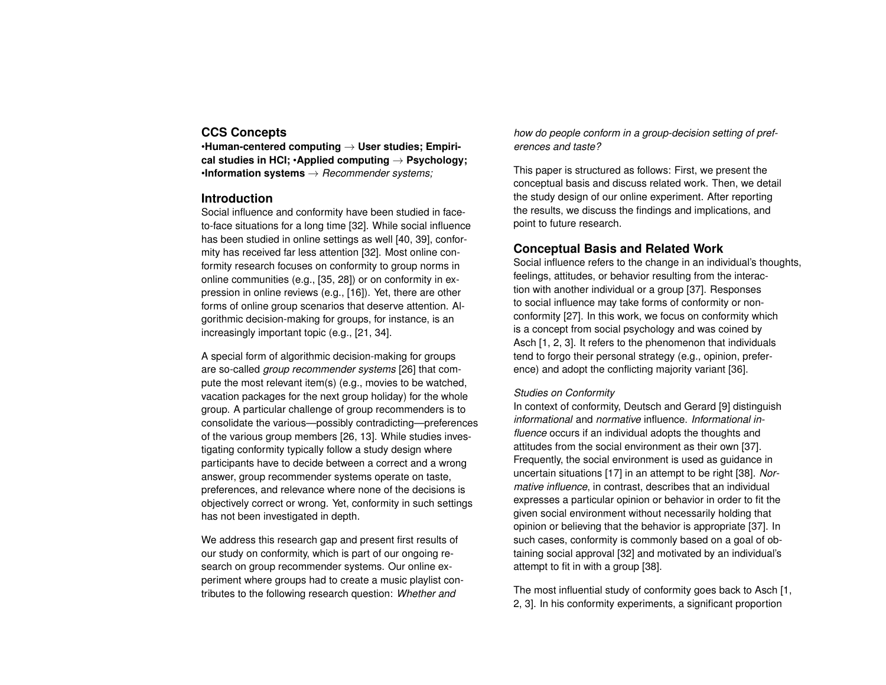## CCS Concepts

•**Human-centered computing** → **User studies; Empirical studies in HCI;** •**Applied computing** → **Psychology;** •**Information systems** → *Recommender systems;*

## Introduction

Social influence and conformity have been studied in face-to-face situations for a long time [32]. While social influence has been studied in online settings as well [40, 39], conformity has received far less attention [32]. Most online conformity research focuses on conformity to group norms in online communities (e.g., [35, 28]) or on conformity in expression in online reviews (e.g., [16]). Yet, there are other forms of online group scenarios that deserve attention. Algorithmic decision-making for groups, for instance, is an increasingly important topic (e.g., [21, 34].

A special form of algorithmic decision-making for groups are so-called *group recommender systems* [26] that compute the most relevant item(s) (e.g., movies to be watched, vacation packages for the next group holiday) for the whole group. A particular challenge of group recommenders is to consolidate the various—possibly contradicting—preferences of the various group members [26, 13]. While studies investigating conformity typically follow a study design where participants have to decide between a correct and a wrong answer, group recommender systems operate on taste, preferences, and relevance where none of the decisions is objectively correct or wrong. Yet, conformity in such settings has not been investigated in depth.

We address this research gap and present first results of our study on conformity, which is part of our ongoing research on group recommender systems. Our online experiment where groups had to create a music playlist contributes to the following research question: *Whether and how do people conform in a group-decision setting of preferences and taste?*

This paper is structured as follows: First, we present the conceptual basis and discuss related work. Then, we detail the study design of our online experiment. After reporting the results, we discuss the findings and implications, and point to future research.

## Conceptual Basis and Related Work

Social influence refers to the change in an individual's thoughts, feelings, attitudes, or behavior resulting from the interaction with another individual or a group [37]. Responses to social influence may take forms of conformity or non-conformity [27]. In this work, we focus on conformity which is a concept from social psychology and was coined by Asch [1, 2, 3]. It refers to the phenomenon that individuals tend to forgo their personal strategy (e.g., opinion, preference) and adopt the conflicting majority variant [36].

### *Studies on Conformity*

In context of conformity, Deutsch and Gerard [9] distinguish *informational* and *normative* influence. *Informational influence* occurs if an individual adopts the thoughts and attitudes from the social environment as their own [37]. Frequently, the social environment is used as guidance in uncertain situations [17] in an attempt to be right [38]. *Normative influence*, in contrast, describes that an individual expresses a particular opinion or behavior in order to fit the given social environment without necessarily holding that opinion or believing that the behavior is appropriate [37]. In such cases, conformity is commonly based on a goal of obtaining social approval [32] and motivated by an individual's attempt to fit in with a group [38].

The most influential study of conformity goes back to Asch [1, 2, 3]. In his conformity experiments, a significant proportion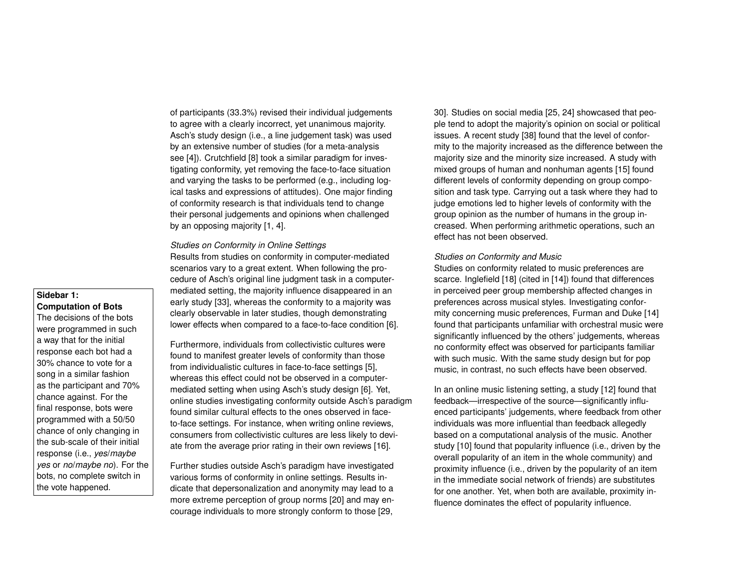of participants (33.3%) revised their individual judgements to agree with a clearly incorrect, yet unanimous majority. Asch's study design (i.e., a line judgement task) was used by an extensive number of studies (for a meta-analysis see [4]). Crutchfield [8] took a similar paradigm for investigating conformity, yet removing the face-to-face situation and varying the tasks to be performed (e.g., including logical tasks and expressions of attitudes). One major finding of conformity research is that individuals tend to change their personal judgements and opinions when challenged by an opposing majority [1, 4].

*Studies on Conformity in Online Settings*

Results from studies on conformity in computer-mediated scenarios vary to a great extent. When following the procedure of Asch's original line judgment task in a computer-mediated setting, the majority influence disappeared in an early study [33], whereas the conformity to a majority was clearly observable in later studies, though demonstrating lower effects when compared to a face-to-face condition [6].

Furthermore, individuals from collectivistic cultures were found to manifest greater levels of conformity than those from individualistic cultures in face-to-face settings [5], whereas this effect could not be observed in a computer-mediated setting when using Asch's study design [6]. Yet, online studies investigating conformity outside Asch's paradigm found similar cultural effects to the ones observed in face-to-face settings. For instance, when writing online reviews, consumers from collectivistic cultures are less likely to deviate from the average prior rating in their own reviews [16].

Further studies outside Asch's paradigm have investigated various forms of conformity in online settings. Results indicate that depersonalization and anonymity may lead to a more extreme perception of group norms [20] and may encourage individuals to more strongly conform to those [29, 30]. Studies on social media [25, 24] showcased that people tend to adopt the majority's opinion on social or political issues. A recent study [38] found that the level of conformity to the majority increased as the difference between the majority size and the minority size increased. A study with mixed groups of human and nonhuman agents [15] found different levels of conformity depending on group composition and task type. Carrying out a task where they had to judge emotions led to higher levels of conformity with the group opinion as the number of humans in the group increased. When performing arithmetic operations, such an effect has not been observed.

*Studies on Conformity and Music*

Studies on conformity related to music preferences are scarce. Inglefield [18] (cited in [14]) found that differences in perceived peer group membership affected changes in preferences across musical styles. Investigating conformity concerning music preferences, Furman and Duke [14] found that participants unfamiliar with orchestral music were significantly influenced by the others' judgements, whereas no conformity effect was observed for participants familiar with such music. With the same study design but for pop music, in contrast, no such effects have been observed.

In an online music listening setting, a study [12] found that feedback—irrespective of the source—significantly influenced participants' judgements, where feedback from other individuals was more influential than feedback allegedly based on a computational analysis of the music. Another study [10] found that popularity influence (i.e., driven by the overall popularity of an item in the whole community) and proximity influence (i.e., driven by the popularity of an item in the immediate social network of friends) are substitutes for one another. Yet, when both are available, proximity influence dominates the effect of popularity influence.

**Sidebar 1: Computation of Bots**

The decisions of the bots were programmed in such a way that for the initial response each bot had a 30% chance to vote for a song in a similar fashion as the participant and 70% chance against. For the final response, bots were programmed with a 50/50 chance of only changing in the sub-scale of their initial response (i.e., *yes*/*maybe yes* or *no*/*maybe no*). For the bots, no complete switch in the vote happened.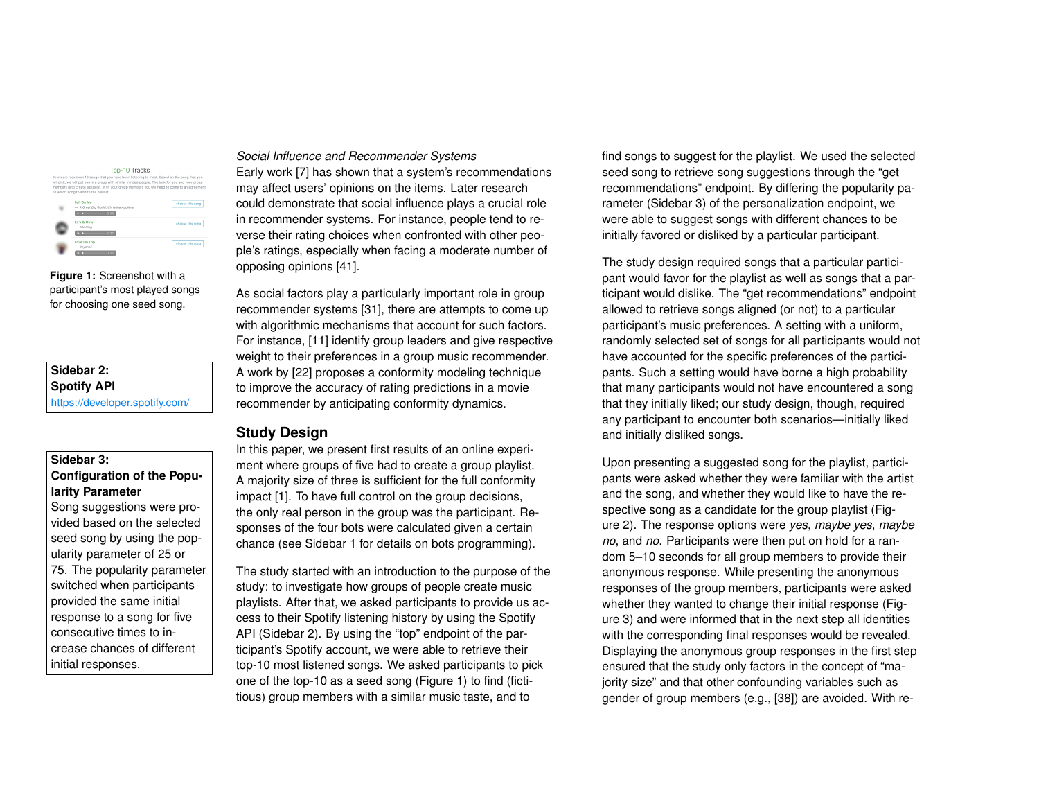Figure 1: Screenshot with a participant's most played songs for choosing one seed song.

**Sidebar 2: Spotify API**
https://developer.spotify.com/

**Sidebar 3: Configuration of the Popularity Parameter**
Song suggestions were provided based on the selected seed song by using the popularity parameter of 25 or 75. The popularity parameter switched when participants provided the same initial response to a song for five consecutive times to increase chances of different initial responses.

*Social Influence and Recommender Systems*
Early work [7] has shown that a system's recommendations may affect users' opinions on the items. Later research could demonstrate that social influence plays a crucial role in recommender systems. For instance, people tend to reverse their rating choices when confronted with other people's ratings, especially when facing a moderate number of opposing opinions [41].

As social factors play a particularly important role in group recommender systems [31], there are attempts to come up with algorithmic mechanisms that account for such factors. For instance, [11] identify group leaders and give respective weight to their preferences in a group music recommender. A work by [22] proposes a conformity modeling technique to improve the accuracy of rating predictions in a movie recommender by anticipating conformity dynamics.

## Study Design

In this paper, we present first results of an online experiment where groups of five had to create a group playlist. A majority size of three is sufficient for the full conformity impact [1]. To have full control on the group decisions, the only real person in the group was the participant. Responses of the four bots were calculated given a certain chance (see Sidebar 1 for details on bots programming).

The study started with an introduction to the purpose of the study: to investigate how groups of people create music playlists. After that, we asked participants to provide us access to their Spotify listening history by using the Spotify API (Sidebar 2). By using the "top" endpoint of the participant's Spotify account, we were able to retrieve their top-10 most listened songs. We asked participants to pick one of the top-10 as a seed song (Figure 1) to find (fictitious) group members with a similar music taste, and to find songs to suggest for the playlist. We used the selected seed song to retrieve song suggestions through the "get recommendations" endpoint. By differing the popularity parameter (Sidebar 3) of the personalization endpoint, we were able to suggest songs with different chances to be initially favored or disliked by a particular participant.

The study design required songs that a particular participant would favor for the playlist as well as songs that a participant would dislike. The "get recommendations" endpoint allowed to retrieve songs aligned (or not) to a particular participant's music preferences. A setting with a uniform, randomly selected set of songs for all participants would not have accounted for the specific preferences of the participants. Such a setting would have borne a high probability that many participants would not have encountered a song that they initially liked; our study design, though, required any participant to encounter both scenarios—initially liked and initially disliked songs.

Upon presenting a suggested song for the playlist, participants were asked whether they were familiar with the artist and the song, and whether they would like to have the respective song as a candidate for the group playlist (Figure 2). The response options were *yes*, *maybe yes*, *maybe no*, and *no*. Participants were then put on hold for a random 5–10 seconds for all group members to provide their anonymous response. While presenting the anonymous responses of the group members, participants were asked whether they wanted to change their initial response (Figure 3) and were informed that in the next step all identities with the corresponding final responses would be revealed. Displaying the anonymous group responses in the first step ensured that the study only factors in the concept of "majority size" and that other confounding variables such as gender of group members (e.g., [38]) are avoided. With re-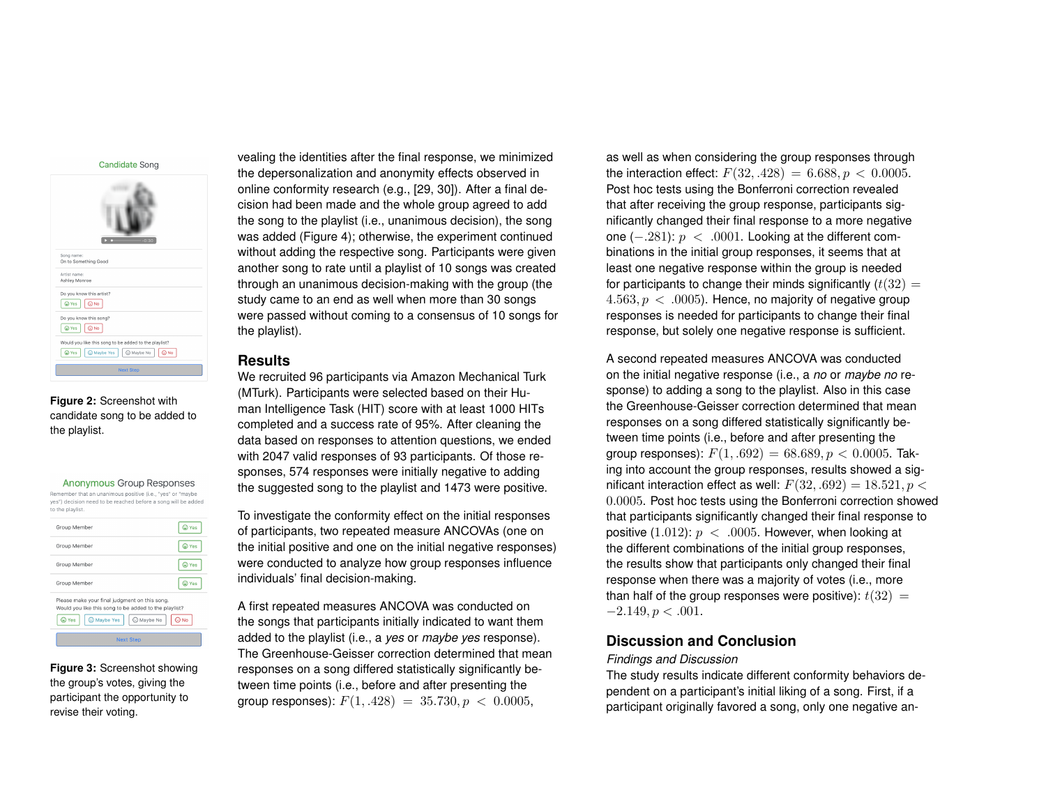vealing the identities after the final response, we minimized the depersonalization and anonymity effects observed in online conformity research (e.g., [29, 30]). After a final decision had been made and the whole group agreed to add the song to the playlist (i.e., unanimous decision), the song was added (Figure 4); otherwise, the experiment continued without adding the respective song. Participants were given another song to rate until a playlist of 10 songs was created through an unanimous decision-making with the group (the study came to an end as well when more than 30 songs were passed without coming to a consensus of 10 songs for the playlist).

**Figure 2:** Screenshot with candidate song to be added to the playlist.

**Figure 3:** Screenshot showing the group's votes, giving the participant the opportunity to revise their voting.

## Results

We recruited 96 participants via Amazon Mechanical Turk (MTurk). Participants were selected based on their Human Intelligence Task (HIT) score with at least 1000 HITs completed and a success rate of 95%. After cleaning the data based on responses to attention questions, we ended with 2047 valid responses of 93 participants. Of those responses, 574 responses were initially negative to adding the suggested song to the playlist and 1473 were positive.

To investigate the conformity effect on the initial responses of participants, two repeated measure ANCOVAs (one on the initial positive and one on the initial negative responses) were conducted to analyze how group responses influence individuals' final decision-making.

A first repeated measures ANCOVA was conducted on the songs that participants initially indicated to want them added to the playlist (i.e., a *yes* or *maybe yes* response). The Greenhouse-Geisser correction determined that mean responses on a song differed statistically significantly between time points (i.e., before and after presenting the group responses): $F(1, .428) = 35.730, p < 0.0005$, as well as when considering the group responses through the interaction effect: $F(32, .428) = 6.688, p < 0.0005$. Post hoc tests using the Bonferroni correction revealed that after receiving the group response, participants significantly changed their final response to a more negative one $(-.281)$: $p < .0001$. Looking at the different combinations in the initial group responses, it seems that at least one negative response within the group is needed for participants to change their minds significantly $(t(32) = 4.563, p < .0005)$. Hence, no majority of negative group responses is needed for participants to change their final response, but solely one negative response is sufficient.

A second repeated measures ANCOVA was conducted on the initial negative response (i.e., a *no* or *maybe no* response) to adding a song to the playlist. Also in this case the Greenhouse-Geisser correction determined that mean responses on a song differed statistically significantly between time points (i.e., before and after presenting the group responses): $F(1, .692) = 68.689, p < 0.0005$. Taking into account the group responses, results showed a significant interaction effect as well: $F(32, .692) = 18.521, p < 0.0005$. Post hoc tests using the Bonferroni correction showed that participants significantly changed their final response to positive $(1.012)$: $p < .0005$. However, when looking at the different combinations of the initial group responses, the results show that participants only changed their final response when there was a majority of votes (i.e., more than half of the group responses were positive): $t(32) = -2.149, p < .001$.

## Discussion and Conclusion

*Findings and Discussion*

The study results indicate different conformity behaviors dependent on a participant's initial liking of a song. First, if a participant originally favored a song, only one negative an-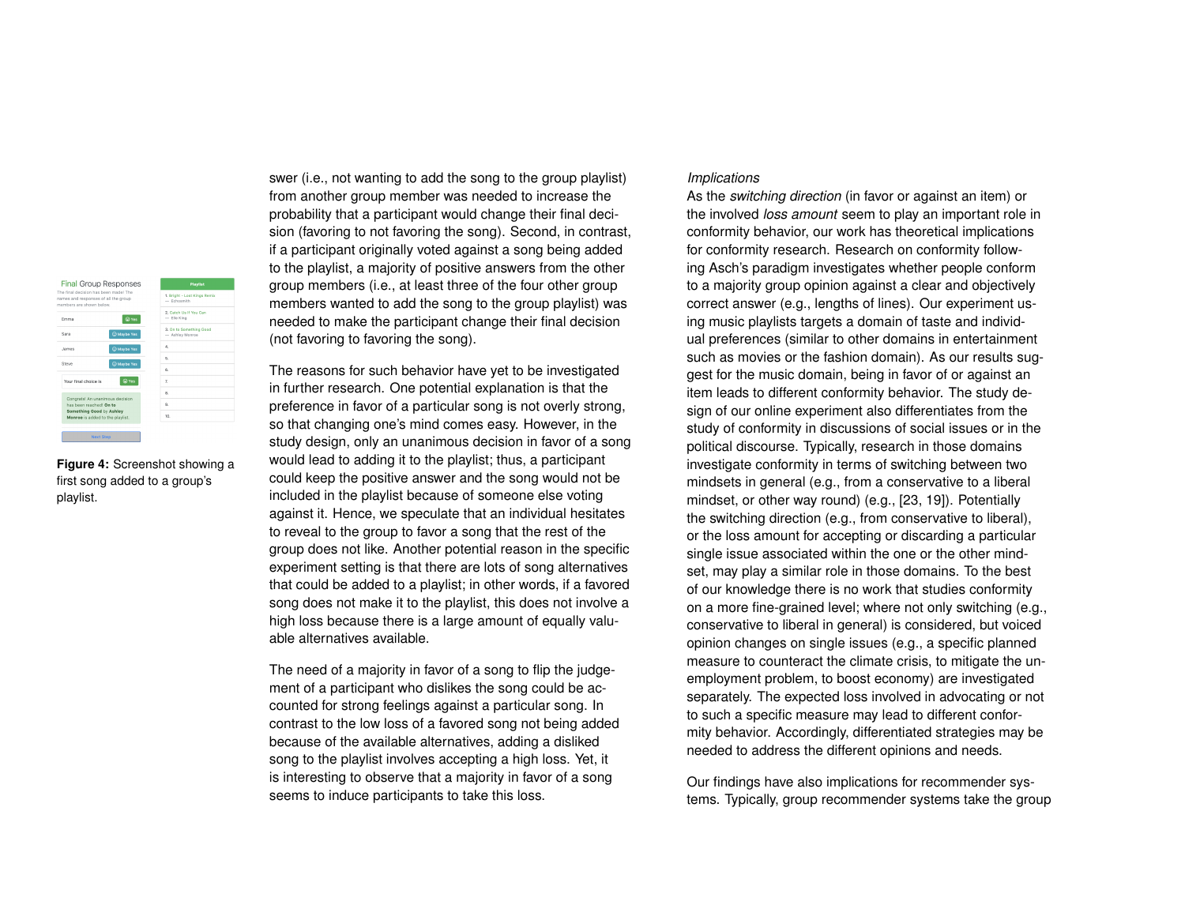swer (i.e., not wanting to add the song to the group playlist) from another group member was needed to increase the probability that a participant would change their final decision (favoring to not favoring the song). Second, in contrast, if a participant originally voted against a song being added to the playlist, a majority of positive answers from the other group members (i.e., at least three of the four other group members wanted to add the song to the group playlist) was needed to make the participant change their final decision (not favoring to favoring the song).

The reasons for such behavior have yet to be investigated in further research. One potential explanation is that the preference in favor of a particular song is not overly strong, so that changing one's mind comes easy. However, in the study design, only an unanimous decision in favor of a song would lead to adding it to the playlist; thus, a participant could keep the positive answer and the song would not be included in the playlist because of someone else voting against it. Hence, we speculate that an individual hesitates to reveal to the group to favor a song that the rest of the group does not like. Another potential reason in the specific experiment setting is that there are lots of song alternatives that could be added to a playlist; in other words, if a favored song does not make it to the playlist, this does not involve a high loss because there is a large amount of equally valuable alternatives available.

The need of a majority in favor of a song to flip the judgement of a participant who dislikes the song could be accounted for strong feelings against a particular song. In contrast to the low loss of a favored song not being added because of the available alternatives, adding a disliked song to the playlist involves accepting a high loss. Yet, it is interesting to observe that a majority in favor of a song seems to induce participants to take this loss.

**Figure 4:** Screenshot showing a first song added to a group's playlist.

*Implications*

As the *switching direction* (in favor or against an item) or the involved *loss amount* seem to play an important role in conformity behavior, our work has theoretical implications for conformity research. Research on conformity following Asch's paradigm investigates whether people conform to a majority group opinion against a clear and objectively correct answer (e.g., lengths of lines). Our experiment using music playlists targets a domain of taste and individual preferences (similar to other domains in entertainment such as movies or the fashion domain). As our results suggest for the music domain, being in favor of or against an item leads to different conformity behavior. The study design of our online experiment also differentiates from the study of conformity in discussions of social issues or in the political discourse. Typically, research in those domains investigate conformity in terms of switching between two mindsets in general (e.g., from a conservative to a liberal mindset, or other way round) (e.g., [23, 19]). Potentially the switching direction (e.g., from conservative to liberal), or the loss amount for accepting or discarding a particular single issue associated within the one or the other mindset, may play a similar role in those domains. To the best of our knowledge there is no work that studies conformity on a more fine-grained level; where not only switching (e.g., conservative to liberal in general) is considered, but voiced opinion changes on single issues (e.g., a specific planned measure to counteract the climate crisis, to mitigate the unemployment problem, to boost economy) are investigated separately. The expected loss involved in advocating or not to such a specific measure may lead to different conformity behavior. Accordingly, differentiated strategies may be needed to address the different opinions and needs.

Our findings have also implications for recommender systems. Typically, group recommender systems take the group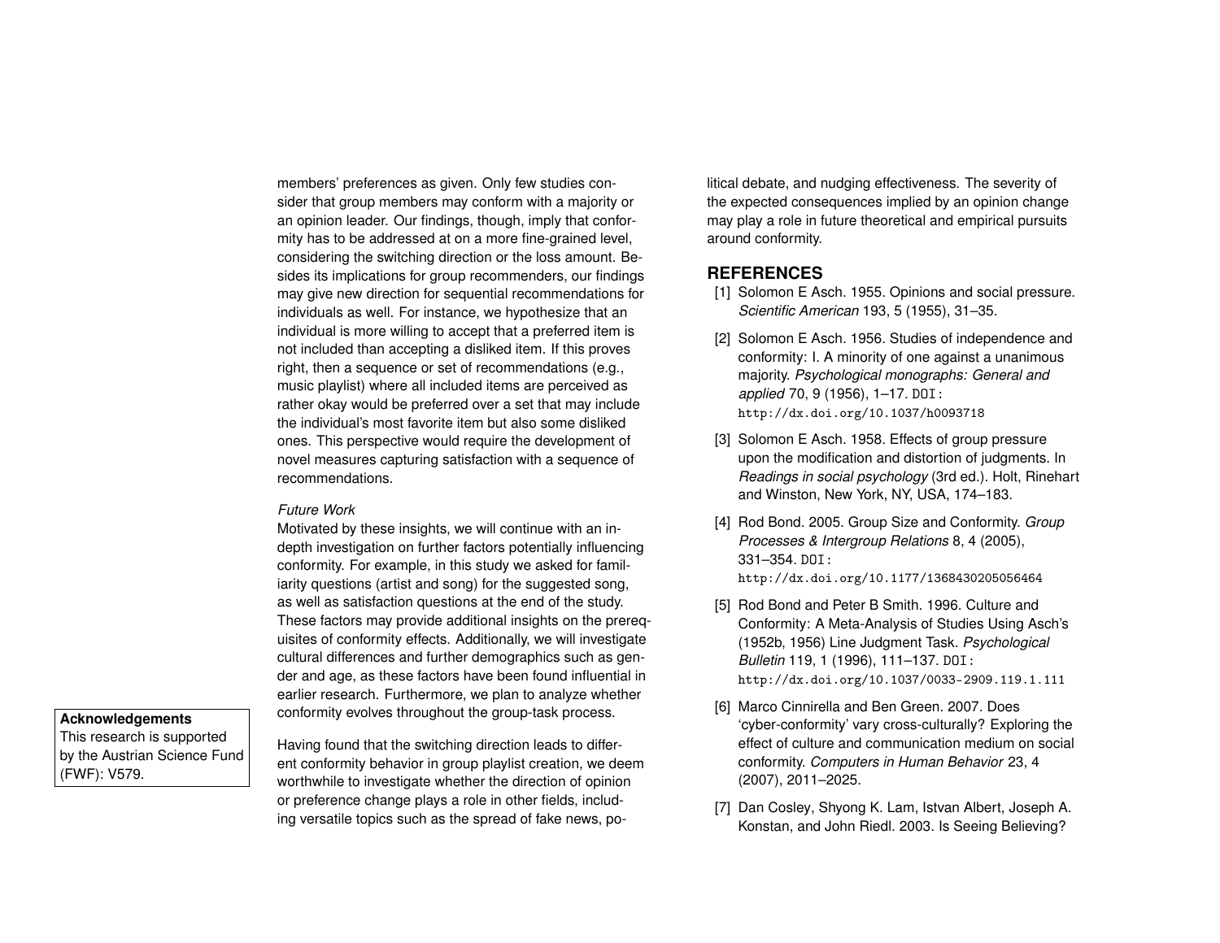members' preferences as given. Only few studies consider that group members may conform with a majority or an opinion leader. Our findings, though, imply that conformity has to be addressed at on a more fine-grained level, considering the switching direction or the loss amount. Besides its implications for group recommenders, our findings may give new direction for sequential recommendations for individuals as well. For instance, we hypothesize that an individual is more willing to accept that a preferred item is not included than accepting a disliked item. If this proves right, then a sequence or set of recommendations (e.g., music playlist) where all included items are perceived as rather okay would be preferred over a set that may include the individual's most favorite item but also some disliked ones. This perspective would require the development of novel measures capturing satisfaction with a sequence of recommendations.

*Future Work*

Motivated by these insights, we will continue with an in-depth investigation on further factors potentially influencing conformity. For example, in this study we asked for familiarity questions (artist and song) for the suggested song, as well as satisfaction questions at the end of the study. These factors may provide additional insights on the prerequisites of conformity effects. Additionally, we will investigate cultural differences and further demographics such as gender and age, as these factors have been found influential in earlier research. Furthermore, we plan to analyze whether conformity evolves throughout the group-task process.

Having found that the switching direction leads to different conformity behavior in group playlist creation, we deem worthwhile to investigate whether the direction of opinion or preference change plays a role in other fields, including versatile topics such as the spread of fake news, political debate, and nudging effectiveness. The severity of the expected consequences implied by an opinion change may play a role in future theoretical and empirical pursuits around conformity.

**Acknowledgements**
This research is supported by the Austrian Science Fund (FWF): V579.

## REFERENCES

[1] Solomon E Asch. 1955. Opinions and social pressure. *Scientific American* 193, 5 (1955), 31–35.

[2] Solomon E Asch. 1956. Studies of independence and conformity: I. A minority of one against a unanimous majority. *Psychological monographs: General and applied* 70, 9 (1956), 1–17. DOI: http://dx.doi.org/10.1037/h0093718

[3] Solomon E Asch. 1958. Effects of group pressure upon the modification and distortion of judgments. In *Readings in social psychology* (3rd ed.). Holt, Rinehart and Winston, New York, NY, USA, 174–183.

[4] Rod Bond. 2005. Group Size and Conformity. *Group Processes & Intergroup Relations* 8, 4 (2005), 331–354. DOI: http://dx.doi.org/10.1177/1368430205056464

[5] Rod Bond and Peter B Smith. 1996. Culture and Conformity: A Meta-Analysis of Studies Using Asch's (1952b, 1956) Line Judgment Task. *Psychological Bulletin* 119, 1 (1996), 111–137. DOI: http://dx.doi.org/10.1037/0033-2909.119.1.111

[6] Marco Cinnirella and Ben Green. 2007. Does 'cyber-conformity' vary cross-culturally? Exploring the effect of culture and communication medium on social conformity. *Computers in Human Behavior* 23, 4 (2007), 2011–2025.

[7] Dan Cosley, Shyong K. Lam, Istvan Albert, Joseph A. Konstan, and John Riedl. 2003. Is Seeing Believing?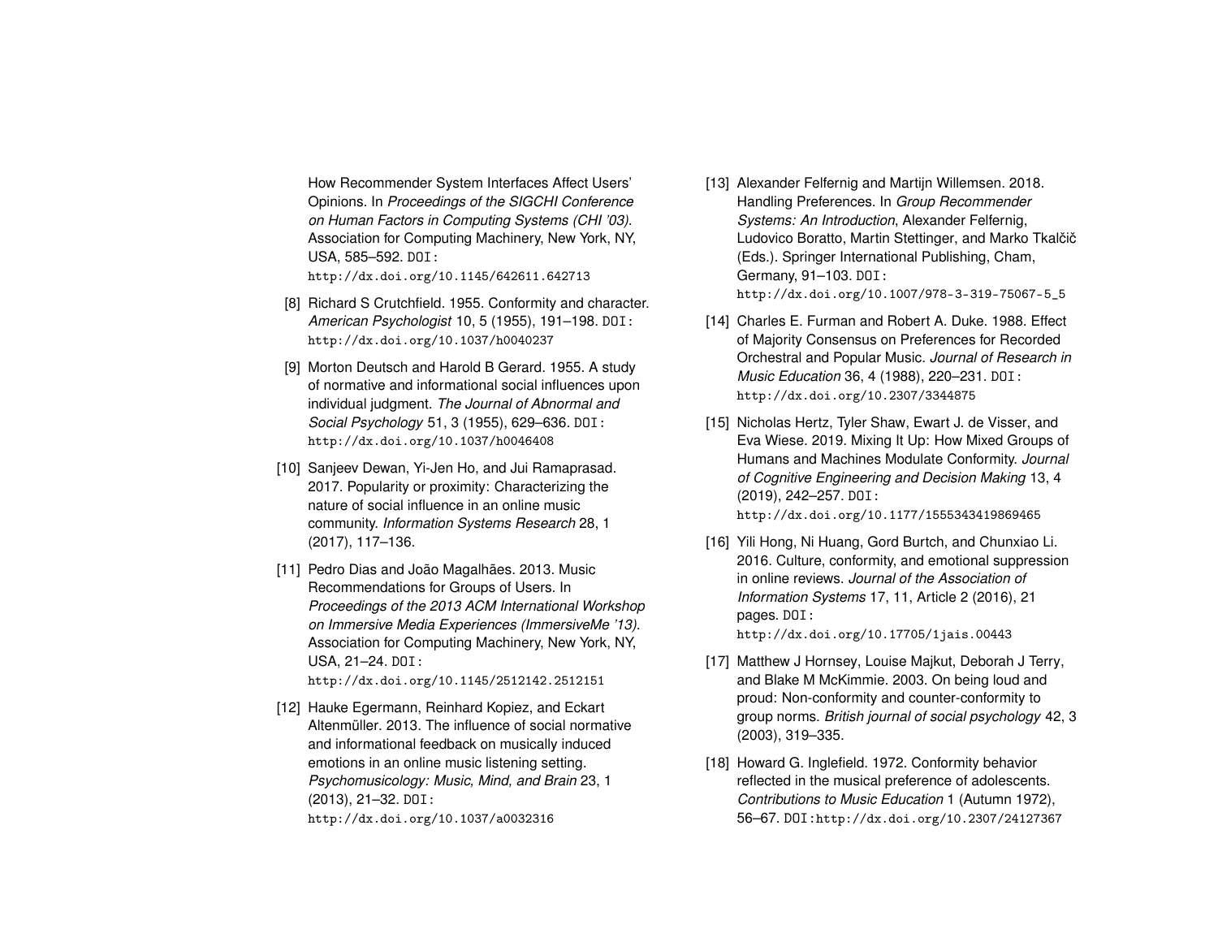How Recommender System Interfaces Affect Users' Opinions. In *Proceedings of the SIGCHI Conference on Human Factors in Computing Systems (CHI '03)*. Association for Computing Machinery, New York, NY, USA, 585–592. DOI: http://dx.doi.org/10.1145/642611.642713

[8] Richard S Crutchfield. 1955. Conformity and character. *American Psychologist* 10, 5 (1955), 191–198. DOI: http://dx.doi.org/10.1037/h0040237

[9] Morton Deutsch and Harold B Gerard. 1955. A study of normative and informational social influences upon individual judgment. *The Journal of Abnormal and Social Psychology* 51, 3 (1955), 629–636. DOI: http://dx.doi.org/10.1037/h0046408

[10] Sanjeev Dewan, Yi-Jen Ho, and Jui Ramaprasad. 2017. Popularity or proximity: Characterizing the nature of social influence in an online music community. *Information Systems Research* 28, 1 (2017), 117–136.

[11] Pedro Dias and João Magalhães. 2013. Music Recommendations for Groups of Users. In *Proceedings of the 2013 ACM International Workshop on Immersive Media Experiences (ImmersiveMe '13)*. Association for Computing Machinery, New York, NY, USA, 21–24. DOI: http://dx.doi.org/10.1145/2512142.2512151

[12] Hauke Egermann, Reinhard Kopiez, and Eckart Altenmüller. 2013. The influence of social normative and informational feedback on musically induced emotions in an online music listening setting. *Psychomusicology: Music, Mind, and Brain* 23, 1 (2013), 21–32. DOI: http://dx.doi.org/10.1037/a0032316

[13] Alexander Felfernig and Martijn Willemsen. 2018. Handling Preferences. In *Group Recommender Systems: An Introduction*, Alexander Felfernig, Ludovico Boratto, Martin Stettinger, and Marko Tkalčič (Eds.). Springer International Publishing, Cham, Germany, 91–103. DOI: http://dx.doi.org/10.1007/978-3-319-75067-5_5

[14] Charles E. Furman and Robert A. Duke. 1988. Effect of Majority Consensus on Preferences for Recorded Orchestral and Popular Music. *Journal of Research in Music Education* 36, 4 (1988), 220–231. DOI: http://dx.doi.org/10.2307/3344875

[15] Nicholas Hertz, Tyler Shaw, Ewart J. de Visser, and Eva Wiese. 2019. Mixing It Up: How Mixed Groups of Humans and Machines Modulate Conformity. *Journal of Cognitive Engineering and Decision Making* 13, 4 (2019), 242–257. DOI: http://dx.doi.org/10.1177/1555343419869465

[16] Yili Hong, Ni Huang, Gord Burtch, and Chunxiao Li. 2016. Culture, conformity, and emotional suppression in online reviews. *Journal of the Association of Information Systems* 17, 11, Article 2 (2016), 21 pages. DOI: http://dx.doi.org/10.17705/1jais.00443

[17] Matthew J Hornsey, Louise Majkut, Deborah J Terry, and Blake M McKimmie. 2003. On being loud and proud: Non-conformity and counter-conformity to group norms. *British journal of social psychology* 42, 3 (2003), 319–335.

[18] Howard G. Inglefield. 1972. Conformity behavior reflected in the musical preference of adolescents. *Contributions to Music Education* 1 (Autumn 1972), 56–67. DOI: http://dx.doi.org/10.2307/24127367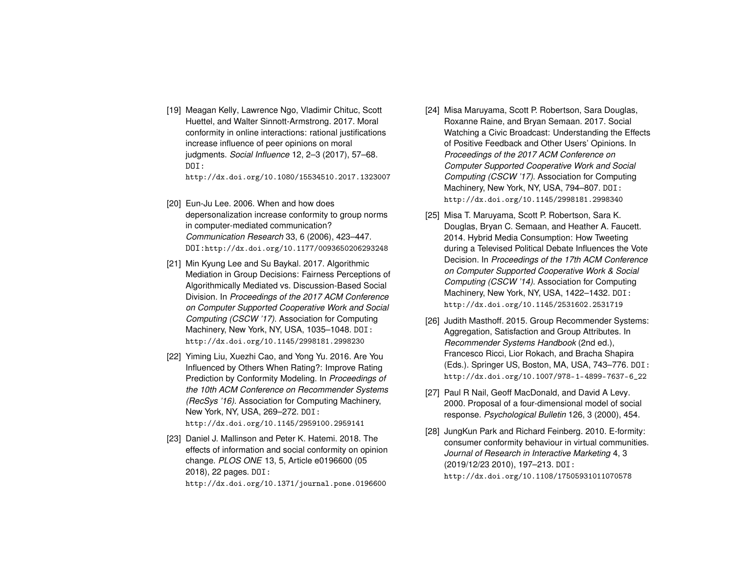[19] Meagan Kelly, Lawrence Ngo, Vladimir Chituc, Scott Huettel, and Walter Sinnott-Armstrong. 2017. Moral conformity in online interactions: rational justifications increase influence of peer opinions on moral judgments. *Social Influence* 12, 2–3 (2017), 57–68. DOI: http://dx.doi.org/10.1080/15534510.2017.1323007

[20] Eun-Ju Lee. 2006. When and how does depersonalization increase conformity to group norms in computer-mediated communication? *Communication Research* 33, 6 (2006), 423–447. DOI:http://dx.doi.org/10.1177/0093650206293248

[21] Min Kyung Lee and Su Baykal. 2017. Algorithmic Mediation in Group Decisions: Fairness Perceptions of Algorithmically Mediated vs. Discussion-Based Social Division. In *Proceedings of the 2017 ACM Conference on Computer Supported Cooperative Work and Social Computing (CSCW '17)*. Association for Computing Machinery, New York, NY, USA, 1035–1048. DOI: http://dx.doi.org/10.1145/2998181.2998230

[22] Yiming Liu, Xuezhi Cao, and Yong Yu. 2016. Are You Influenced by Others When Rating?: Improve Rating Prediction by Conformity Modeling. In *Proceedings of the 10th ACM Conference on Recommender Systems (RecSys '16)*. Association for Computing Machinery, New York, NY, USA, 269–272. DOI: http://dx.doi.org/10.1145/2959100.2959141

[23] Daniel J. Mallinson and Peter K. Hatemi. 2018. The effects of information and social conformity on opinion change. *PLOS ONE* 13, 5, Article e0196600 (05 2018), 22 pages. DOI: http://dx.doi.org/10.1371/journal.pone.0196600

[24] Misa Maruyama, Scott P. Robertson, Sara Douglas, Roxanne Raine, and Bryan Semaan. 2017. Social Watching a Civic Broadcast: Understanding the Effects of Positive Feedback and Other Users' Opinions. In *Proceedings of the 2017 ACM Conference on Computer Supported Cooperative Work and Social Computing (CSCW '17)*. Association for Computing Machinery, New York, NY, USA, 794–807. DOI: http://dx.doi.org/10.1145/2998181.2998340

[25] Misa T. Maruyama, Scott P. Robertson, Sara K. Douglas, Bryan C. Semaan, and Heather A. Faucett. 2014. Hybrid Media Consumption: How Tweeting during a Televised Political Debate Influences the Vote Decision. In *Proceedings of the 17th ACM Conference on Computer Supported Cooperative Work & Social Computing (CSCW '14)*. Association for Computing Machinery, New York, NY, USA, 1422–1432. DOI: http://dx.doi.org/10.1145/2531602.2531719

[26] Judith Masthoff. 2015. Group Recommender Systems: Aggregation, Satisfaction and Group Attributes. In *Recommender Systems Handbook* (2nd ed.), Francesco Ricci, Lior Rokach, and Bracha Shapira (Eds.). Springer US, Boston, MA, USA, 743–776. DOI: http://dx.doi.org/10.1007/978-1-4899-7637-6_22

[27] Paul R Nail, Geoff MacDonald, and David A Levy. 2000. Proposal of a four-dimensional model of social response. *Psychological Bulletin* 126, 3 (2000), 454.

[28] JungKun Park and Richard Feinberg. 2010. E-formity: consumer conformity behaviour in virtual communities. *Journal of Research in Interactive Marketing* 4, 3 (2019/12/23 2010), 197–213. DOI: http://dx.doi.org/10.1108/17505931011070578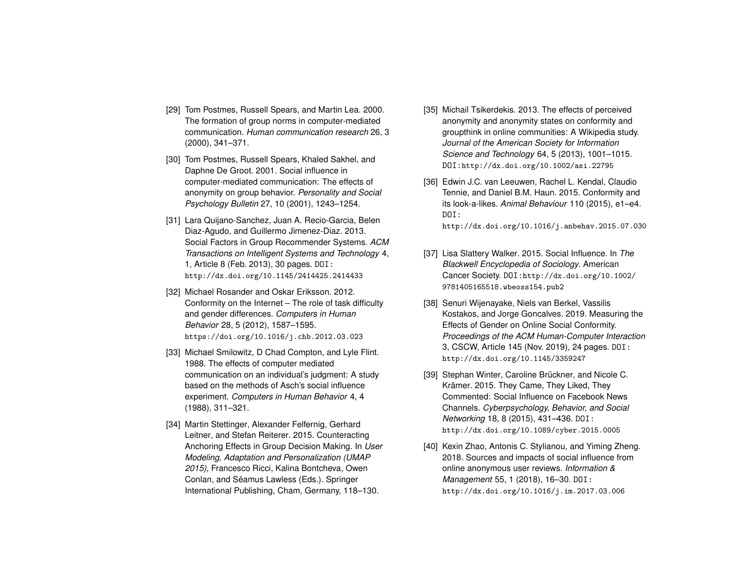[29] Tom Postmes, Russell Spears, and Martin Lea. 2000. The formation of group norms in computer-mediated communication. *Human communication research* 26, 3 (2000), 341–371.

[30] Tom Postmes, Russell Spears, Khaled Sakhel, and Daphne De Groot. 2001. Social influence in computer-mediated communication: The effects of anonymity on group behavior. *Personality and Social Psychology Bulletin* 27, 10 (2001), 1243–1254.

[31] Lara Quijano-Sanchez, Juan A. Recio-Garcia, Belen Diaz-Agudo, and Guillermo Jimenez-Diaz. 2013. Social Factors in Group Recommender Systems. *ACM Transactions on Intelligent Systems and Technology* 4, 1, Article 8 (Feb. 2013), 30 pages. DOI: http://dx.doi.org/10.1145/2414425.2414433

[32] Michael Rosander and Oskar Eriksson. 2012. Conformity on the Internet – The role of task difficulty and gender differences. *Computers in Human Behavior* 28, 5 (2012), 1587–1595. https://doi.org/10.1016/j.chb.2012.03.023

[33] Michael Smilowitz, D Chad Compton, and Lyle Flint. 1988. The effects of computer mediated communication on an individual's judgment: A study based on the methods of Asch's social influence experiment. *Computers in Human Behavior* 4, 4 (1988), 311–321.

[34] Martin Stettinger, Alexander Felfernig, Gerhard Leitner, and Stefan Reiterer. 2015. Counteracting Anchoring Effects in Group Decision Making. In *User Modeling, Adaptation and Personalization (UMAP 2015)*, Francesco Ricci, Kalina Bontcheva, Owen Conlan, and Séamus Lawless (Eds.). Springer International Publishing, Cham, Germany, 118–130.

[35] Michail Tsikerdekis. 2013. The effects of perceived anonymity and anonymity states on conformity and groupthink in online communities: A Wikipedia study. *Journal of the American Society for Information Science and Technology* 64, 5 (2013), 1001–1015. DOI:http://dx.doi.org/10.1002/asi.22795

[36] Edwin J.C. van Leeuwen, Rachel L. Kendal, Claudio Tennie, and Daniel B.M. Haun. 2015. Conformity and its look-a-likes. *Animal Behaviour* 110 (2015), e1–e4. DOI: http://dx.doi.org/10.1016/j.anbehav.2015.07.030

[37] Lisa Slattery Walker. 2015. Social Influence. In *The Blackwell Encyclopedia of Sociology*. American Cancer Society. DOI:http://dx.doi.org/10.1002/9781405165518.wbeoss154.pub2

[38] Senuri Wijenayake, Niels van Berkel, Vassilis Kostakos, and Jorge Goncalves. 2019. Measuring the Effects of Gender on Online Social Conformity. *Proceedings of the ACM Human-Computer Interaction* 3, CSCW, Article 145 (Nov. 2019), 24 pages. DOI: http://dx.doi.org/10.1145/3359247

[39] Stephan Winter, Caroline Brückner, and Nicole C. Krämer. 2015. They Came, They Liked, They Commented: Social Influence on Facebook News Channels. *Cyberpsychology, Behavior, and Social Networking* 18, 8 (2015), 431–436. DOI: http://dx.doi.org/10.1089/cyber.2015.0005

[40] Kexin Zhao, Antonis C. Stylianou, and Yiming Zheng. 2018. Sources and impacts of social influence from online anonymous user reviews. *Information & Management* 55, 1 (2018), 16–30. DOI: http://dx.doi.org/10.1016/j.im.2017.03.006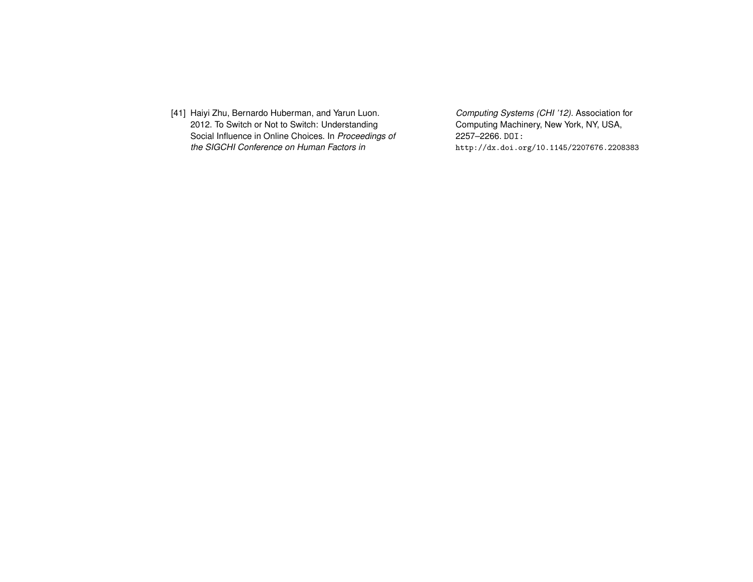[41] Haiyi Zhu, Bernardo Huberman, and Yarun Luon. 2012. To Switch or Not to Switch: Understanding Social Influence in Online Choices. In *Proceedings of the SIGCHI Conference on Human Factors in Computing Systems (CHI '12)*. Association for Computing Machinery, New York, NY, USA, 2257–2266. DOI: http://dx.doi.org/10.1145/2207676.2208383